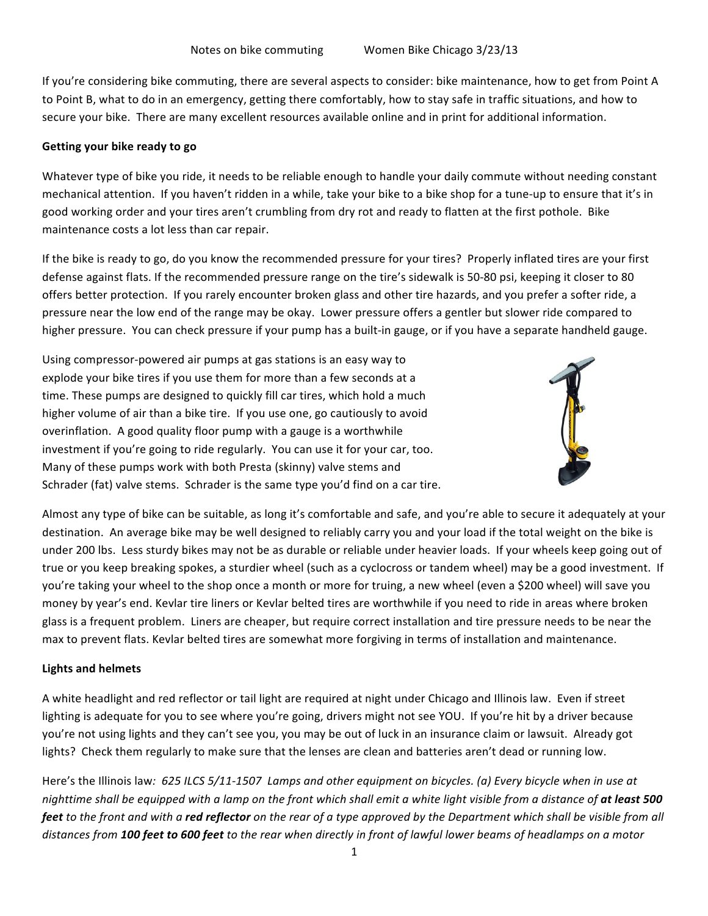Notes on bike commuting Women Bike Chicago 3/23/13

If you're considering bike commuting, there are several aspects to consider: bike maintenance, how to get from Point A to Point B, what to do in an emergency, getting there comfortably, how to stay safe in traffic situations, and how to secure your bike. There are many excellent resources available online and in print for additional information.

**Getting your bike ready to go**

Whatever type of bike you ride, it needs to be reliable enough to handle your daily commute without needing constant mechanical attention. If you haven't ridden in a while, take your bike to a bike shop for a tune-up to ensure that it's in good working order and your tires aren't crumbling from dry rot and ready to flatten at the first pothole. Bike maintenance costs a lot less than car repair.

If the bike is ready to go, do you know the recommended pressure for your tires? Properly inflated tires are your first defense against flats. If the recommended pressure range on the tire's sidewalk is 50-80 psi, keeping it closer to 80 offers better protection. If you rarely encounter broken glass and other tire hazards, and you prefer a softer ride, a pressure near the low end of the range may be okay. Lower pressure offers a gentler but slower ride compared to higher pressure. You can check pressure if your pump has a built-in gauge, or if you have a separate handheld gauge.

Using compressor-powered air pumps at gas stations is an easy way to explode your bike tires if you use them for more than a few seconds at a time. These pumps are designed to quickly fill car tires, which hold a much higher volume of air than a bike tire. If you use one, go cautiously to avoid overinflation. A good quality floor pump with a gauge is a worthwhile investment if you're going to ride regularly. You can use it for your car, too. Many of these pumps work with both Presta (skinny) valve stems and Schrader (fat) valve stems. Schrader is the same type you'd find on a car tire.

Almost any type of bike can be suitable, as long it's comfortable and safe, and you're able to secure it adequately at your destination. An average bike may be well designed to reliably carry you and your load if the total weight on the bike is under 200 lbs. Less sturdy bikes may not be as durable or reliable under heavier loads. If your wheels keep going out of true or you keep breaking spokes, a sturdier wheel (such as a cyclocross or tandem wheel) may be a good investment. If you're taking your wheel to the shop once a month or more for truing, a new wheel (even a $200 wheel) will save you money by year's end. Kevlar tire liners or Kevlar belted tires are worthwhile if you need to ride in areas where broken glass is a frequent problem. Liners are cheaper, but require correct installation and tire pressure needs to be near the max to prevent flats. Kevlar belted tires are somewhat more forgiving in terms of installation and maintenance.

**Lights and helmets**

A white headlight and red reflector or tail light are required at night under Chicago and Illinois law. Even if street lighting is adequate for you to see where you're going, drivers might not see YOU. If you're hit by a driver because you're not using lights and they can't see you, you may be out of luck in an insurance claim or lawsuit. Already got lights? Check them regularly to make sure that the lenses are clean and batteries aren't dead or running low.

Here's the Illinois law*: 625 ILCS 5/11-1507 Lamps and other equipment on bicycles. (a) Every bicycle when in use at nighttime shall be equipped with a lamp on the front which shall emit a white light visible from a distance of **at least 500 feet** to the front and with a **red reflector** on the rear of a type approved by the Department which shall be visible from all distances from **100 feet to 600 feet** to the rear when directly in front of lawful lower beams of headlamps on a motor*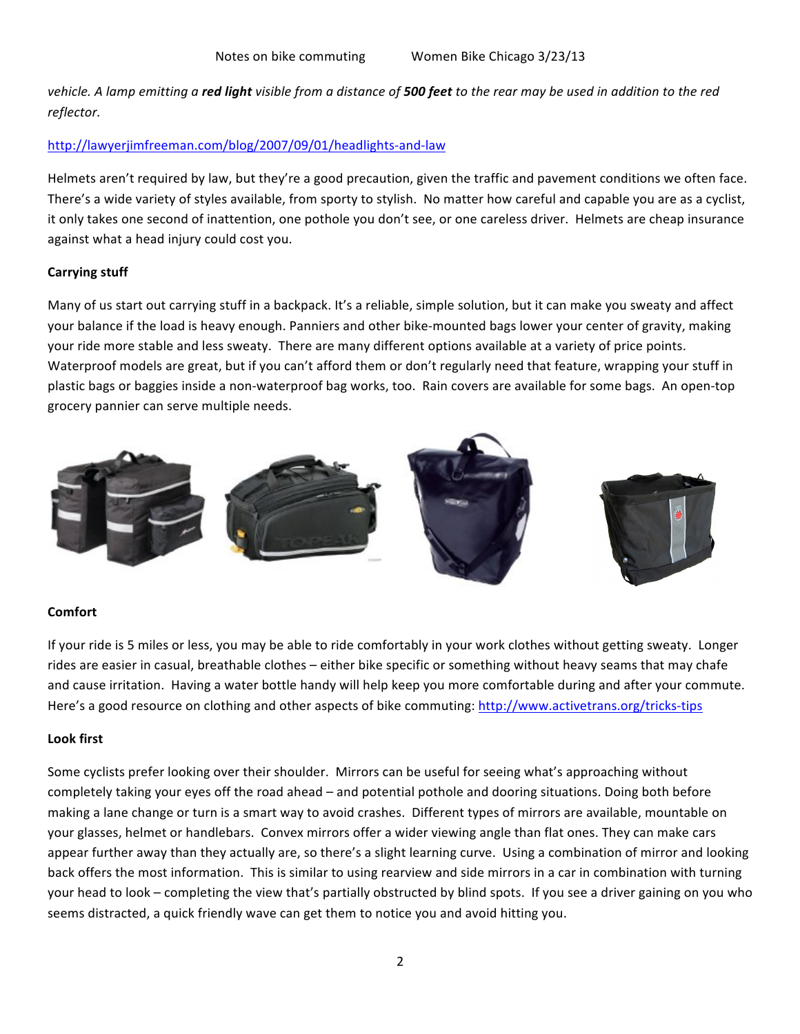*vehicle. A lamp emitting a* ***red light*** *visible from a distance of* ***500 feet*** *to the rear may be used in addition to the red reflector.*

http://lawyerjimfreeman.com/blog/2007/09/01/headlights-and-law

Helmets aren't required by law, but they're a good precaution, given the traffic and pavement conditions we often face. There's a wide variety of styles available, from sporty to stylish. No matter how careful and capable you are as a cyclist, it only takes one second of inattention, one pothole you don't see, or one careless driver. Helmets are cheap insurance against what a head injury could cost you.

**Carrying stuff**

Many of us start out carrying stuff in a backpack. It's a reliable, simple solution, but it can make you sweaty and affect your balance if the load is heavy enough. Panniers and other bike-mounted bags lower your center of gravity, making your ride more stable and less sweaty. There are many different options available at a variety of price points. Waterproof models are great, but if you can't afford them or don't regularly need that feature, wrapping your stuff in plastic bags or baggies inside a non-waterproof bag works, too. Rain covers are available for some bags. An open-top grocery pannier can serve multiple needs.

**Comfort**

If your ride is 5 miles or less, you may be able to ride comfortably in your work clothes without getting sweaty. Longer rides are easier in casual, breathable clothes – either bike specific or something without heavy seams that may chafe and cause irritation. Having a water bottle handy will help keep you more comfortable during and after your commute. Here's a good resource on clothing and other aspects of bike commuting: http://www.activetrans.org/tricks-tips

**Look first**

Some cyclists prefer looking over their shoulder. Mirrors can be useful for seeing what's approaching without completely taking your eyes off the road ahead – and potential pothole and dooring situations. Doing both before making a lane change or turn is a smart way to avoid crashes. Different types of mirrors are available, mountable on your glasses, helmet or handlebars. Convex mirrors offer a wider viewing angle than flat ones. They can make cars appear further away than they actually are, so there's a slight learning curve. Using a combination of mirror and looking back offers the most information. This is similar to using rearview and side mirrors in a car in combination with turning your head to look – completing the view that's partially obstructed by blind spots. If you see a driver gaining on you who seems distracted, a quick friendly wave can get them to notice you and avoid hitting you.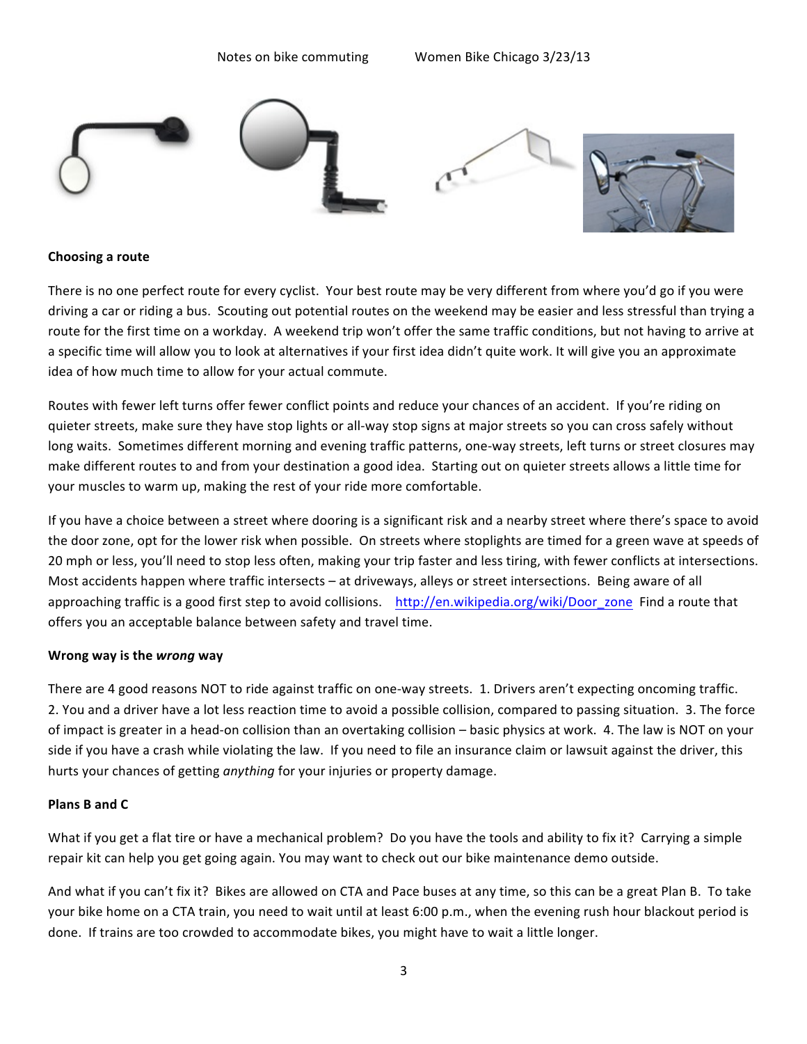**Choosing a route**

There is no one perfect route for every cyclist. Your best route may be very different from where you'd go if you were driving a car or riding a bus. Scouting out potential routes on the weekend may be easier and less stressful than trying a route for the first time on a workday. A weekend trip won't offer the same traffic conditions, but not having to arrive at a specific time will allow you to look at alternatives if your first idea didn't quite work. It will give you an approximate idea of how much time to allow for your actual commute.

Routes with fewer left turns offer fewer conflict points and reduce your chances of an accident. If you're riding on quieter streets, make sure they have stop lights or all-way stop signs at major streets so you can cross safely without long waits. Sometimes different morning and evening traffic patterns, one-way streets, left turns or street closures may make different routes to and from your destination a good idea. Starting out on quieter streets allows a little time for your muscles to warm up, making the rest of your ride more comfortable.

If you have a choice between a street where dooring is a significant risk and a nearby street where there's space to avoid the door zone, opt for the lower risk when possible. On streets where stoplights are timed for a green wave at speeds of 20 mph or less, you'll need to stop less often, making your trip faster and less tiring, with fewer conflicts at intersections. Most accidents happen where traffic intersects – at driveways, alleys or street intersections. Being aware of all approaching traffic is a good first step to avoid collisions. http://en.wikipedia.org/wiki/Door_zone Find a route that offers you an acceptable balance between safety and travel time.

**Wrong way is the *wrong* way**

There are 4 good reasons NOT to ride against traffic on one-way streets. 1. Drivers aren't expecting oncoming traffic. 2. You and a driver have a lot less reaction time to avoid a possible collision, compared to passing situation. 3. The force of impact is greater in a head-on collision than an overtaking collision – basic physics at work. 4. The law is NOT on your side if you have a crash while violating the law. If you need to file an insurance claim or lawsuit against the driver, this hurts your chances of getting *anything* for your injuries or property damage.

**Plans B and C**

What if you get a flat tire or have a mechanical problem? Do you have the tools and ability to fix it? Carrying a simple repair kit can help you get going again. You may want to check out our bike maintenance demo outside.

And what if you can't fix it? Bikes are allowed on CTA and Pace buses at any time, so this can be a great Plan B. To take your bike home on a CTA train, you need to wait until at least 6:00 p.m., when the evening rush hour blackout period is done. If trains are too crowded to accommodate bikes, you might have to wait a little longer.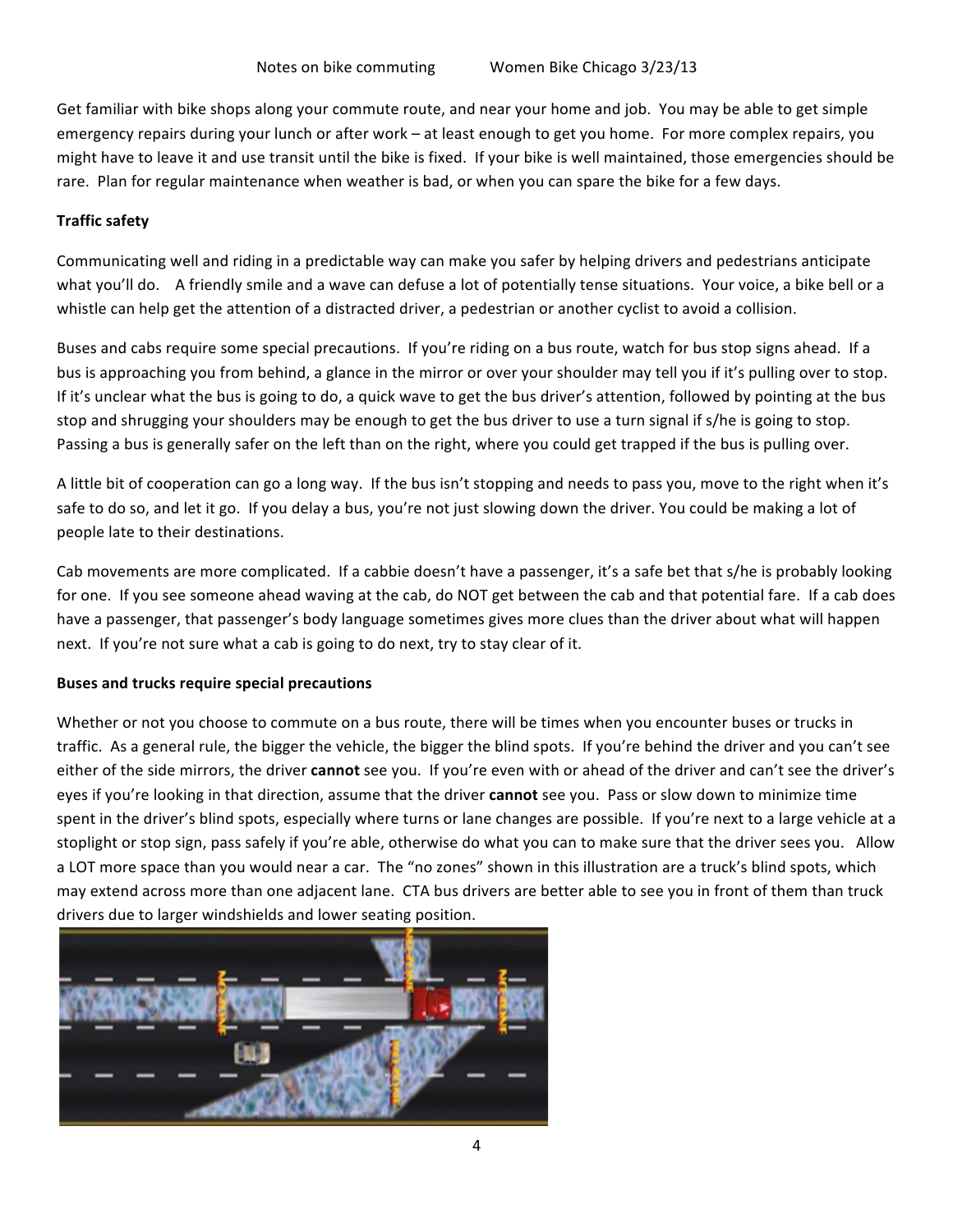Get familiar with bike shops along your commute route, and near your home and job. You may be able to get simple emergency repairs during your lunch or after work – at least enough to get you home. For more complex repairs, you might have to leave it and use transit until the bike is fixed. If your bike is well maintained, those emergencies should be rare. Plan for regular maintenance when weather is bad, or when you can spare the bike for a few days.

**Traffic safety**

Communicating well and riding in a predictable way can make you safer by helping drivers and pedestrians anticipate what you'll do. A friendly smile and a wave can defuse a lot of potentially tense situations. Your voice, a bike bell or a whistle can help get the attention of a distracted driver, a pedestrian or another cyclist to avoid a collision.

Buses and cabs require some special precautions. If you're riding on a bus route, watch for bus stop signs ahead. If a bus is approaching you from behind, a glance in the mirror or over your shoulder may tell you if it's pulling over to stop. If it's unclear what the bus is going to do, a quick wave to get the bus driver's attention, followed by pointing at the bus stop and shrugging your shoulders may be enough to get the bus driver to use a turn signal if s/he is going to stop. Passing a bus is generally safer on the left than on the right, where you could get trapped if the bus is pulling over.

A little bit of cooperation can go a long way. If the bus isn't stopping and needs to pass you, move to the right when it's safe to do so, and let it go. If you delay a bus, you're not just slowing down the driver. You could be making a lot of people late to their destinations.

Cab movements are more complicated. If a cabbie doesn't have a passenger, it's a safe bet that s/he is probably looking for one. If you see someone ahead waving at the cab, do NOT get between the cab and that potential fare. If a cab does have a passenger, that passenger's body language sometimes gives more clues than the driver about what will happen next. If you're not sure what a cab is going to do next, try to stay clear of it.

**Buses and trucks require special precautions**

Whether or not you choose to commute on a bus route, there will be times when you encounter buses or trucks in traffic. As a general rule, the bigger the vehicle, the bigger the blind spots. If you're behind the driver and you can't see either of the side mirrors, the driver **cannot** see you. If you're even with or ahead of the driver and can't see the driver's eyes if you're looking in that direction, assume that the driver **cannot** see you. Pass or slow down to minimize time spent in the driver's blind spots, especially where turns or lane changes are possible. If you're next to a large vehicle at a stoplight or stop sign, pass safely if you're able, otherwise do what you can to make sure that the driver sees you. Allow a LOT more space than you would near a car. The "no zones" shown in this illustration are a truck's blind spots, which may extend across more than one adjacent lane. CTA bus drivers are better able to see you in front of them than truck drivers due to larger windshields and lower seating position.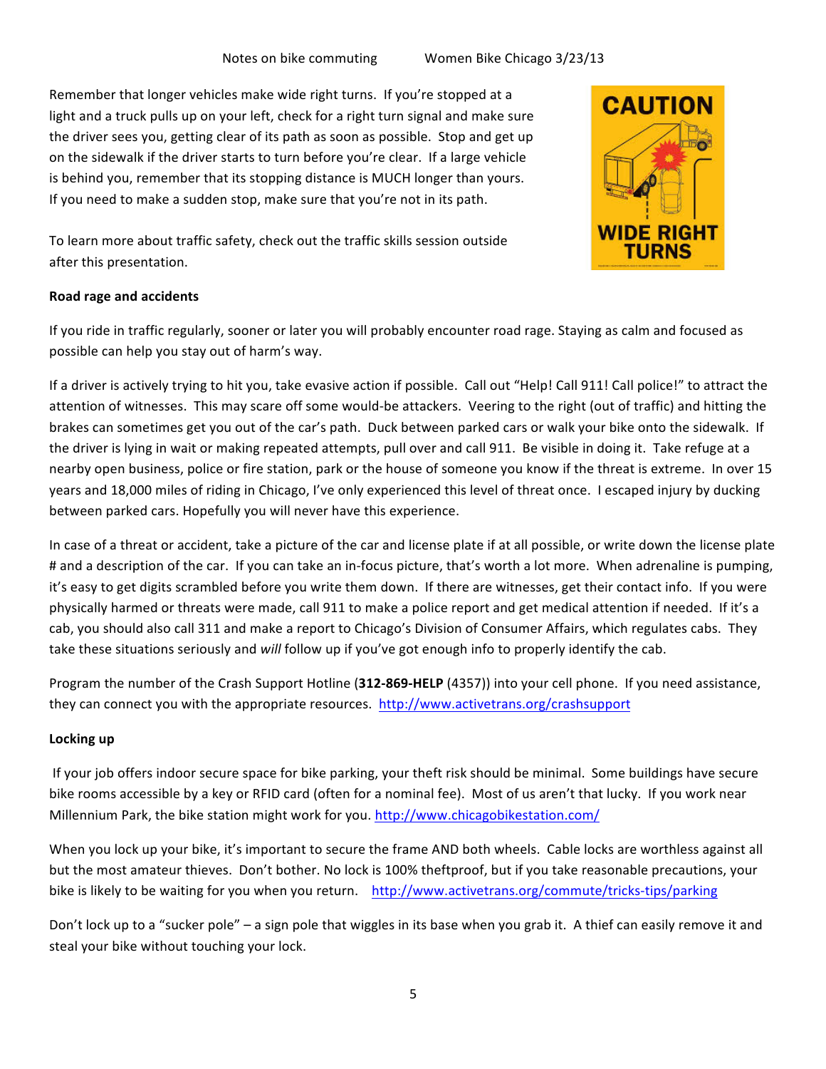Remember that longer vehicles make wide right turns. If you're stopped at a light and a truck pulls up on your left, check for a right turn signal and make sure the driver sees you, getting clear of its path as soon as possible. Stop and get up on the sidewalk if the driver starts to turn before you're clear. If a large vehicle is behind you, remember that its stopping distance is MUCH longer than yours. If you need to make a sudden stop, make sure that you're not in its path.

To learn more about traffic safety, check out the traffic skills session outside after this presentation.

**Road rage and accidents**

If you ride in traffic regularly, sooner or later you will probably encounter road rage. Staying as calm and focused as possible can help you stay out of harm's way.

If a driver is actively trying to hit you, take evasive action if possible. Call out "Help! Call 911! Call police!" to attract the attention of witnesses. This may scare off some would-be attackers. Veering to the right (out of traffic) and hitting the brakes can sometimes get you out of the car's path. Duck between parked cars or walk your bike onto the sidewalk. If the driver is lying in wait or making repeated attempts, pull over and call 911. Be visible in doing it. Take refuge at a nearby open business, police or fire station, park or the house of someone you know if the threat is extreme. In over 15 years and 18,000 miles of riding in Chicago, I've only experienced this level of threat once. I escaped injury by ducking between parked cars. Hopefully you will never have this experience.

In case of a threat or accident, take a picture of the car and license plate if at all possible, or write down the license plate # and a description of the car. If you can take an in-focus picture, that's worth a lot more. When adrenaline is pumping, it's easy to get digits scrambled before you write them down. If there are witnesses, get their contact info. If you were physically harmed or threats were made, call 911 to make a police report and get medical attention if needed. If it's a cab, you should also call 311 and make a report to Chicago's Division of Consumer Affairs, which regulates cabs. They take these situations seriously and *will* follow up if you've got enough info to properly identify the cab.

Program the number of the Crash Support Hotline (**312-869-HELP** (4357)) into your cell phone. If you need assistance, they can connect you with the appropriate resources. http://www.activetrans.org/crashsupport

**Locking up**

If your job offers indoor secure space for bike parking, your theft risk should be minimal. Some buildings have secure bike rooms accessible by a key or RFID card (often for a nominal fee). Most of us aren't that lucky. If you work near Millennium Park, the bike station might work for you. http://www.chicagobikestation.com/

When you lock up your bike, it's important to secure the frame AND both wheels. Cable locks are worthless against all but the most amateur thieves. Don't bother. No lock is 100% theftproof, but if you take reasonable precautions, your bike is likely to be waiting for you when you return. http://www.activetrans.org/commute/tricks-tips/parking

Don't lock up to a "sucker pole" – a sign pole that wiggles in its base when you grab it. A thief can easily remove it and steal your bike without touching your lock.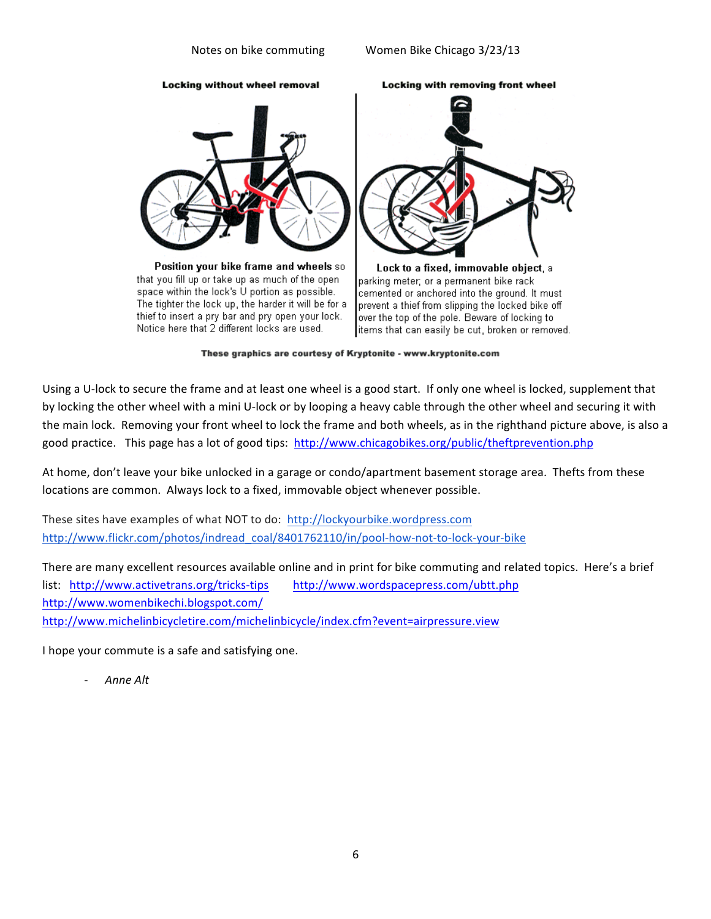Notes on bike commuting     Women Bike Chicago 3/23/13

**Locking without wheel removal**

**Position your bike frame and wheels** so that you fill up or take up as much of the open space within the lock's U portion as possible. The tighter the lock up, the harder it will be for a thief to insert a pry bar and pry open your lock. Notice here that 2 different locks are used.

**Locking with removing front wheel**

**Lock to a fixed, immovable object**, a parking meter; or a permanent bike rack cemented or anchored into the ground. It must prevent a thief from slipping the locked bike off over the top of the pole. Beware of locking to items that can easily be cut, broken or removed.

**These graphics are courtesy of Kryptonite - www.kryptonite.com**

Using a U-lock to secure the frame and at least one wheel is a good start. If only one wheel is locked, supplement that by locking the other wheel with a mini U-lock or by looping a heavy cable through the other wheel and securing it with the main lock. Removing your front wheel to lock the frame and both wheels, as in the righthand picture above, is also a good practice. This page has a lot of good tips: http://www.chicagobikes.org/public/theftprevention.php

At home, don't leave your bike unlocked in a garage or condo/apartment basement storage area. Thefts from these locations are common. Always lock to a fixed, immovable object whenever possible.

These sites have examples of what NOT to do: http://lockyourbike.wordpress.com
http://www.flickr.com/photos/indread_coal/8401762110/in/pool-how-not-to-lock-your-bike

There are many excellent resources available online and in print for bike commuting and related topics. Here's a brief list: http://www.activetrans.org/tricks-tips http://www.wordspacepress.com/ubtt.php
http://www.womenbikechi.blogspot.com/
http://www.michelinbicycletire.com/michelinbicycle/index.cfm?event=airpressure.view

I hope your commute is a safe and satisfying one.

- *Anne Alt*